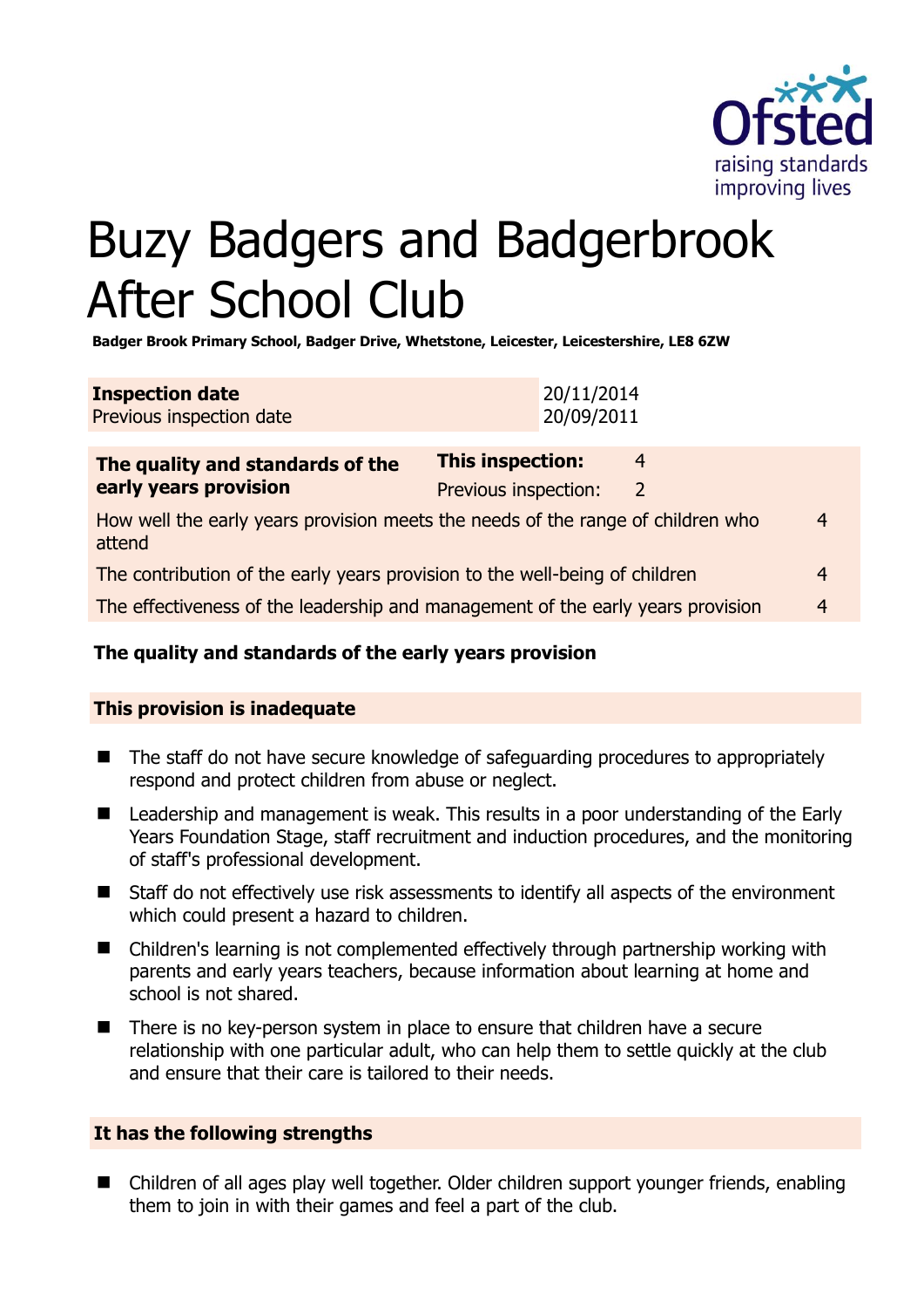# Buzy Badgers and Badgerbrook After School Club

**Badger Brook Primary School, Badger Drive, Whetstone, Leicester, Leicestershire, LE8 6ZW**

| **Inspection date** | 20/11/2014 |
|---|---|
| Previous inspection date | 20/09/2011 |

| **The quality and standards of the early years provision** | **This inspection:** | 4 |
|---|---|---|
| | Previous inspection: | 2 |
| How well the early years provision meets the needs of the range of children who attend | | 4 |
| The contribution of the early years provision to the well-being of children | | 4 |
| The effectiveness of the leadership and management of the early years provision | | 4 |

**The quality and standards of the early years provision**

**This provision is inadequate**

- The staff do not have secure knowledge of safeguarding procedures to appropriately respond and protect children from abuse or neglect.
- Leadership and management is weak. This results in a poor understanding of the Early Years Foundation Stage, staff recruitment and induction procedures, and the monitoring of staff's professional development.
- Staff do not effectively use risk assessments to identify all aspects of the environment which could present a hazard to children.
- Children's learning is not complemented effectively through partnership working with parents and early years teachers, because information about learning at home and school is not shared.
- There is no key-person system in place to ensure that children have a secure relationship with one particular adult, who can help them to settle quickly at the club and ensure that their care is tailored to their needs.

**It has the following strengths**

- Children of all ages play well together. Older children support younger friends, enabling them to join in with their games and feel a part of the club.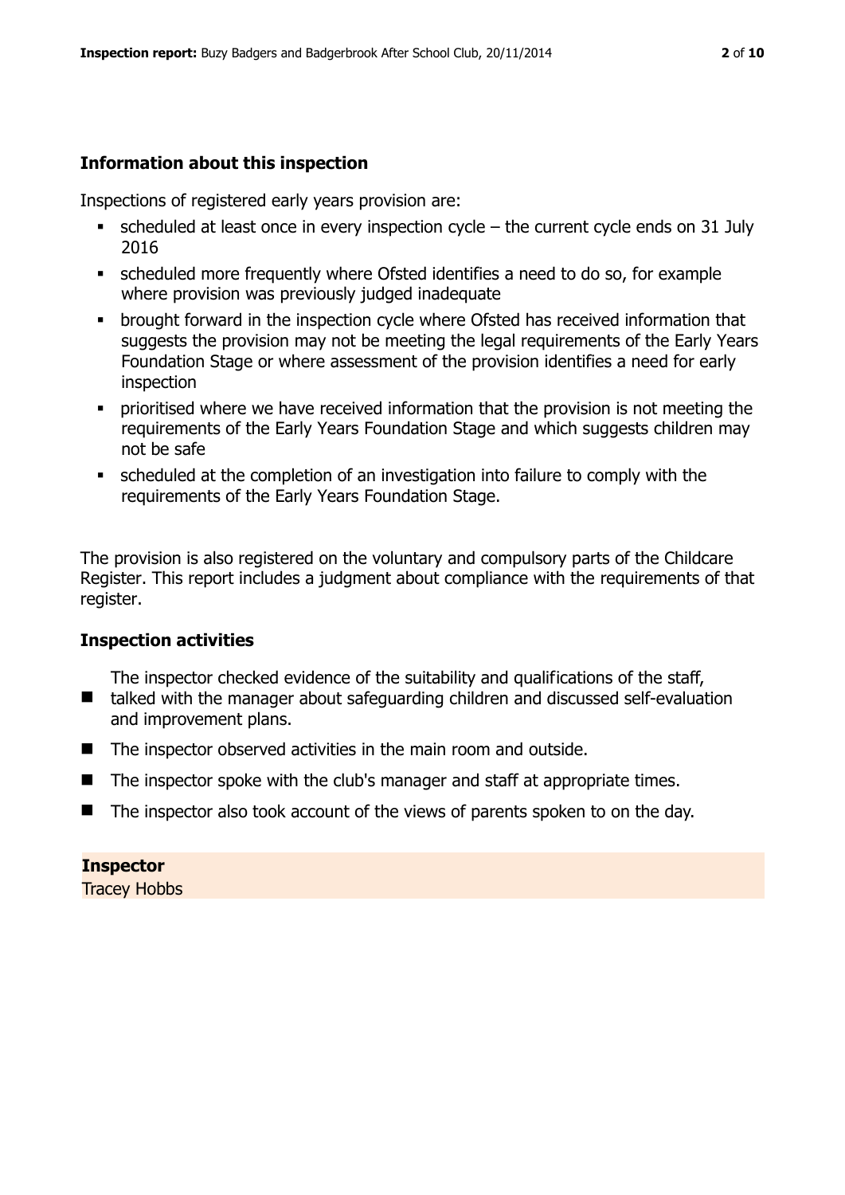## Information about this inspection

Inspections of registered early years provision are:

- scheduled at least once in every inspection cycle – the current cycle ends on 31 July 2016
- scheduled more frequently where Ofsted identifies a need to do so, for example where provision was previously judged inadequate
- brought forward in the inspection cycle where Ofsted has received information that suggests the provision may not be meeting the legal requirements of the Early Years Foundation Stage or where assessment of the provision identifies a need for early inspection
- prioritised where we have received information that the provision is not meeting the requirements of the Early Years Foundation Stage and which suggests children may not be safe
- scheduled at the completion of an investigation into failure to comply with the requirements of the Early Years Foundation Stage.

The provision is also registered on the voluntary and compulsory parts of the Childcare Register. This report includes a judgment about compliance with the requirements of that register.

## Inspection activities

- The inspector checked evidence of the suitability and qualifications of the staff, talked with the manager about safeguarding children and discussed self-evaluation and improvement plans.
- The inspector observed activities in the main room and outside.
- The inspector spoke with the club's manager and staff at appropriate times.
- The inspector also took account of the views of parents spoken to on the day.

**Inspector**

Tracey Hobbs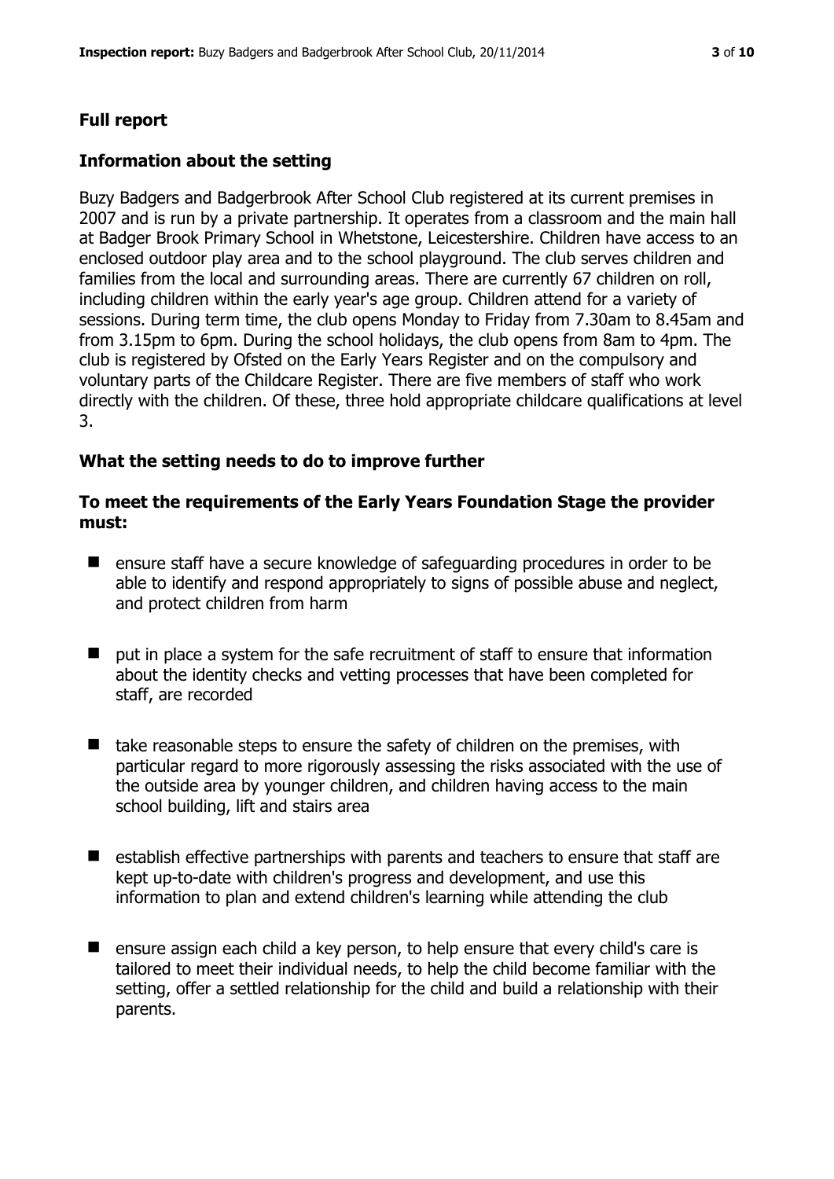## Full report

### Information about the setting

Buzy Badgers and Badgerbrook After School Club registered at its current premises in 2007 and is run by a private partnership. It operates from a classroom and the main hall at Badger Brook Primary School in Whetstone, Leicestershire. Children have access to an enclosed outdoor play area and to the school playground. The club serves children and families from the local and surrounding areas. There are currently 67 children on roll, including children within the early year's age group. Children attend for a variety of sessions. During term time, the club opens Monday to Friday from 7.30am to 8.45am and from 3.15pm to 6pm. During the school holidays, the club opens from 8am to 4pm. The club is registered by Ofsted on the Early Years Register and on the compulsory and voluntary parts of the Childcare Register. There are five members of staff who work directly with the children. Of these, three hold appropriate childcare qualifications at level 3.

### What the setting needs to do to improve further

#### To meet the requirements of the Early Years Foundation Stage the provider must:

- ensure staff have a secure knowledge of safeguarding procedures in order to be able to identify and respond appropriately to signs of possible abuse and neglect, and protect children from harm
- put in place a system for the safe recruitment of staff to ensure that information about the identity checks and vetting processes that have been completed for staff, are recorded
- take reasonable steps to ensure the safety of children on the premises, with particular regard to more rigorously assessing the risks associated with the use of the outside area by younger children, and children having access to the main school building, lift and stairs area
- establish effective partnerships with parents and teachers to ensure that staff are kept up-to-date with children's progress and development, and use this information to plan and extend children's learning while attending the club
- ensure assign each child a key person, to help ensure that every child's care is tailored to meet their individual needs, to help the child become familiar with the setting, offer a settled relationship for the child and build a relationship with their parents.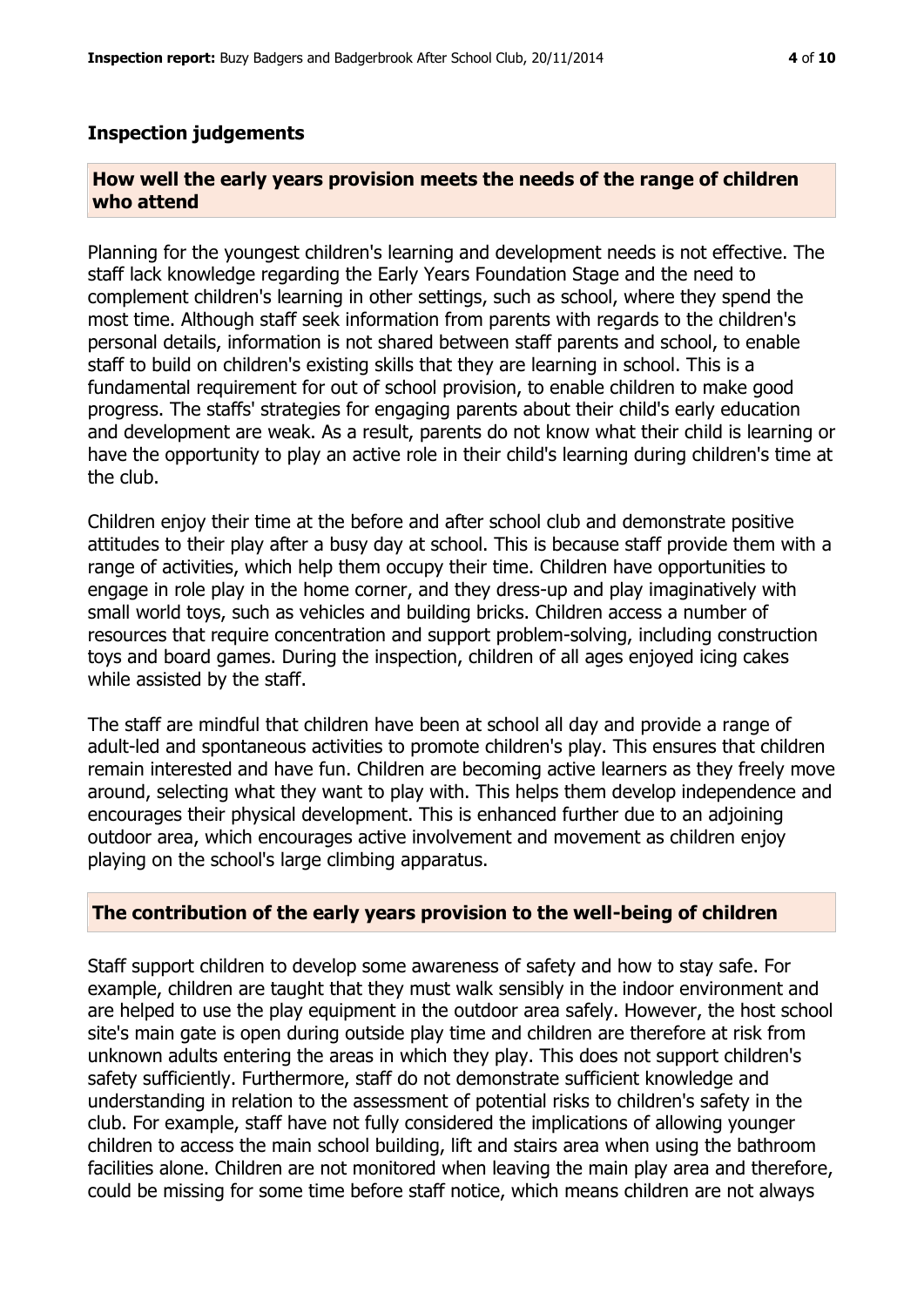## Inspection judgements

### How well the early years provision meets the needs of the range of children who attend

Planning for the youngest children's learning and development needs is not effective. The staff lack knowledge regarding the Early Years Foundation Stage and the need to complement children's learning in other settings, such as school, where they spend the most time. Although staff seek information from parents with regards to the children's personal details, information is not shared between staff parents and school, to enable staff to build on children's existing skills that they are learning in school. This is a fundamental requirement for out of school provision, to enable children to make good progress. The staffs' strategies for engaging parents about their child's early education and development are weak. As a result, parents do not know what their child is learning or have the opportunity to play an active role in their child's learning during children's time at the club.

Children enjoy their time at the before and after school club and demonstrate positive attitudes to their play after a busy day at school. This is because staff provide them with a range of activities, which help them occupy their time. Children have opportunities to engage in role play in the home corner, and they dress-up and play imaginatively with small world toys, such as vehicles and building bricks. Children access a number of resources that require concentration and support problem-solving, including construction toys and board games. During the inspection, children of all ages enjoyed icing cakes while assisted by the staff.

The staff are mindful that children have been at school all day and provide a range of adult-led and spontaneous activities to promote children's play. This ensures that children remain interested and have fun. Children are becoming active learners as they freely move around, selecting what they want to play with. This helps them develop independence and encourages their physical development. This is enhanced further due to an adjoining outdoor area, which encourages active involvement and movement as children enjoy playing on the school's large climbing apparatus.

### The contribution of the early years provision to the well-being of children

Staff support children to develop some awareness of safety and how to stay safe. For example, children are taught that they must walk sensibly in the indoor environment and are helped to use the play equipment in the outdoor area safely. However, the host school site's main gate is open during outside play time and children are therefore at risk from unknown adults entering the areas in which they play. This does not support children's safety sufficiently. Furthermore, staff do not demonstrate sufficient knowledge and understanding in relation to the assessment of potential risks to children's safety in the club. For example, staff have not fully considered the implications of allowing younger children to access the main school building, lift and stairs area when using the bathroom facilities alone. Children are not monitored when leaving the main play area and therefore, could be missing for some time before staff notice, which means children are not always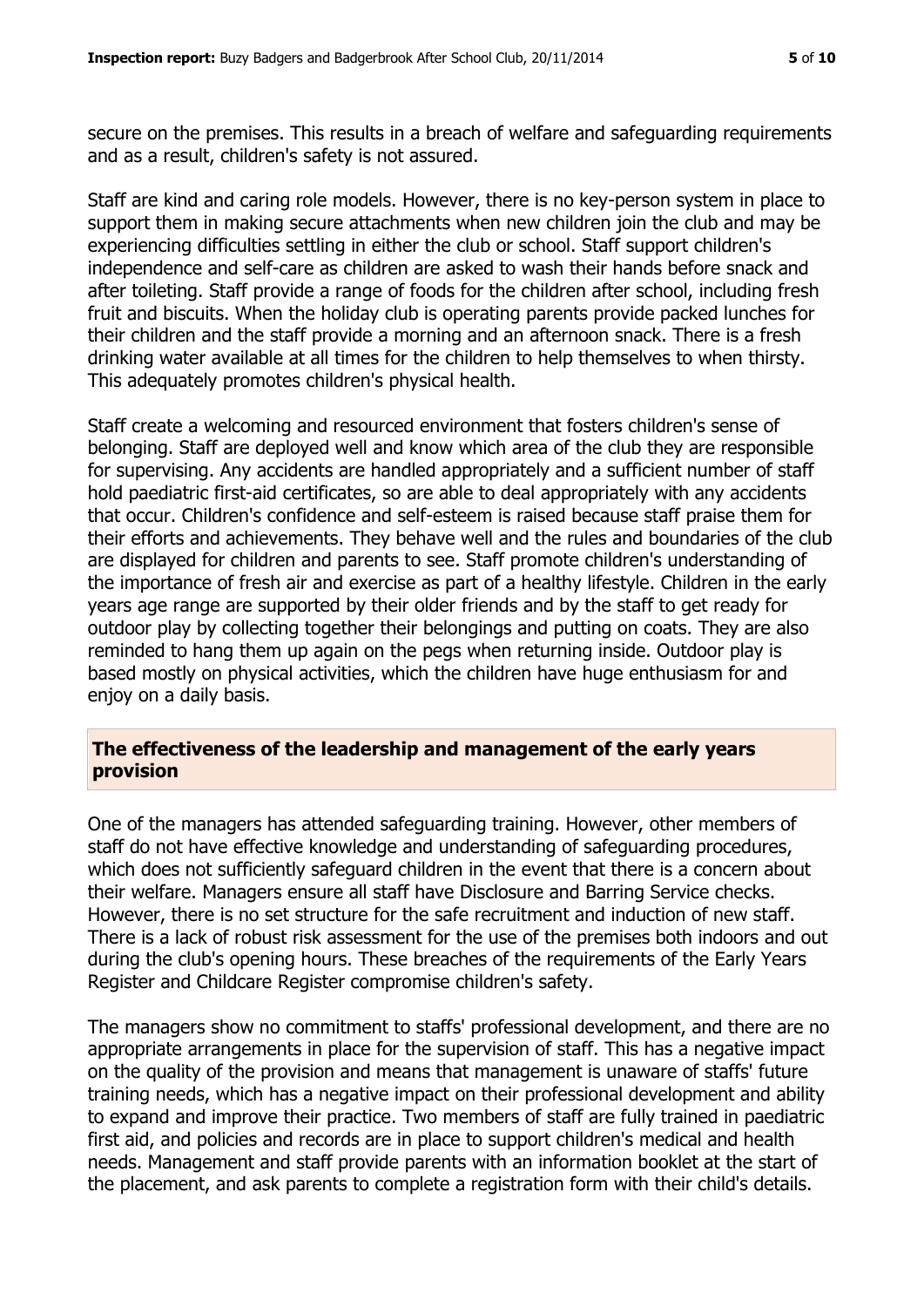secure on the premises. This results in a breach of welfare and safeguarding requirements and as a result, children's safety is not assured.

Staff are kind and caring role models. However, there is no key-person system in place to support them in making secure attachments when new children join the club and may be experiencing difficulties settling in either the club or school. Staff support children's independence and self-care as children are asked to wash their hands before snack and after toileting. Staff provide a range of foods for the children after school, including fresh fruit and biscuits. When the holiday club is operating parents provide packed lunches for their children and the staff provide a morning and an afternoon snack. There is a fresh drinking water available at all times for the children to help themselves to when thirsty. This adequately promotes children's physical health.

Staff create a welcoming and resourced environment that fosters children's sense of belonging. Staff are deployed well and know which area of the club they are responsible for supervising. Any accidents are handled appropriately and a sufficient number of staff hold paediatric first-aid certificates, so are able to deal appropriately with any accidents that occur. Children's confidence and self-esteem is raised because staff praise them for their efforts and achievements. They behave well and the rules and boundaries of the club are displayed for children and parents to see. Staff promote children's understanding of the importance of fresh air and exercise as part of a healthy lifestyle. Children in the early years age range are supported by their older friends and by the staff to get ready for outdoor play by collecting together their belongings and putting on coats. They are also reminded to hang them up again on the pegs when returning inside. Outdoor play is based mostly on physical activities, which the children have huge enthusiasm for and enjoy on a daily basis.

## The effectiveness of the leadership and management of the early years provision

One of the managers has attended safeguarding training. However, other members of staff do not have effective knowledge and understanding of safeguarding procedures, which does not sufficiently safeguard children in the event that there is a concern about their welfare. Managers ensure all staff have Disclosure and Barring Service checks. However, there is no set structure for the safe recruitment and induction of new staff. There is a lack of robust risk assessment for the use of the premises both indoors and out during the club's opening hours. These breaches of the requirements of the Early Years Register and Childcare Register compromise children's safety.

The managers show no commitment to staffs' professional development, and there are no appropriate arrangements in place for the supervision of staff. This has a negative impact on the quality of the provision and means that management is unaware of staffs' future training needs, which has a negative impact on their professional development and ability to expand and improve their practice. Two members of staff are fully trained in paediatric first aid, and policies and records are in place to support children's medical and health needs. Management and staff provide parents with an information booklet at the start of the placement, and ask parents to complete a registration form with their child's details.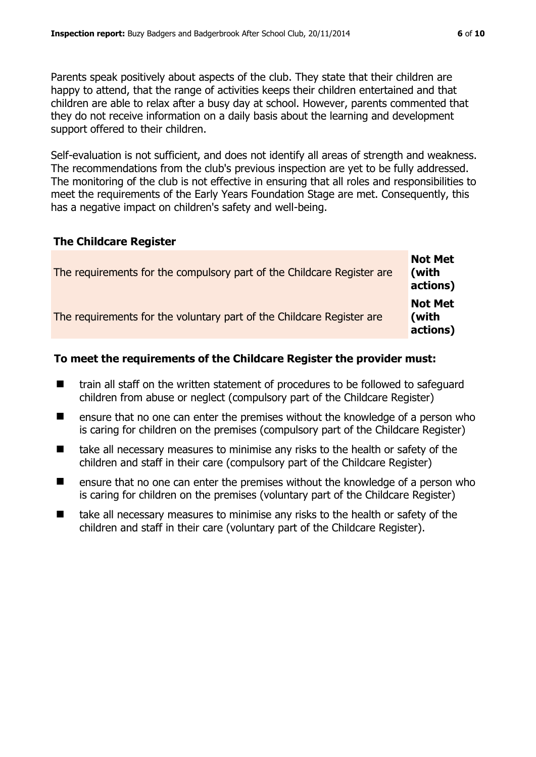Parents speak positively about aspects of the club. They state that their children are happy to attend, that the range of activities keeps their children entertained and that children are able to relax after a busy day at school. However, parents commented that they do not receive information on a daily basis about the learning and development support offered to their children.

Self-evaluation is not sufficient, and does not identify all areas of strength and weakness. The recommendations from the club's previous inspection are yet to be fully addressed. The monitoring of the club is not effective in ensuring that all roles and responsibilities to meet the requirements of the Early Years Foundation Stage are met. Consequently, this has a negative impact on children's safety and well-being.

## The Childcare Register

| | |
|---|---|
| The requirements for the compulsory part of the Childcare Register are | **Not Met (with actions)** |
| The requirements for the voluntary part of the Childcare Register are | **Not Met (with actions)** |

### To meet the requirements of the Childcare Register the provider must:

- train all staff on the written statement of procedures to be followed to safeguard children from abuse or neglect (compulsory part of the Childcare Register)
- ensure that no one can enter the premises without the knowledge of a person who is caring for children on the premises (compulsory part of the Childcare Register)
- take all necessary measures to minimise any risks to the health or safety of the children and staff in their care (compulsory part of the Childcare Register)
- ensure that no one can enter the premises without the knowledge of a person who is caring for children on the premises (voluntary part of the Childcare Register)
- take all necessary measures to minimise any risks to the health or safety of the children and staff in their care (voluntary part of the Childcare Register).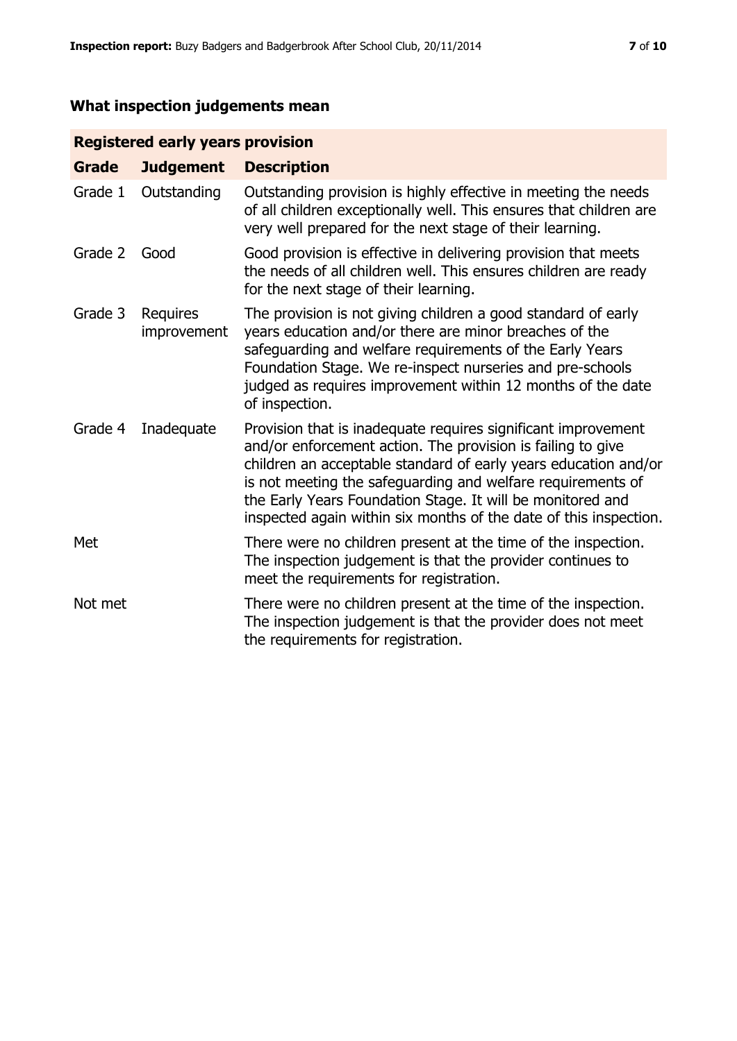## What inspection judgements mean

| Registered early years provision | | |
|---|---|---|
| **Grade** | **Judgement** | **Description** |
| Grade 1 | Outstanding | Outstanding provision is highly effective in meeting the needs of all children exceptionally well. This ensures that children are very well prepared for the next stage of their learning. |
| Grade 2 | Good | Good provision is effective in delivering provision that meets the needs of all children well. This ensures children are ready for the next stage of their learning. |
| Grade 3 | Requires improvement | The provision is not giving children a good standard of early years education and/or there are minor breaches of the safeguarding and welfare requirements of the Early Years Foundation Stage. We re-inspect nurseries and pre-schools judged as requires improvement within 12 months of the date of inspection. |
| Grade 4 | Inadequate | Provision that is inadequate requires significant improvement and/or enforcement action. The provision is failing to give children an acceptable standard of early years education and/or is not meeting the safeguarding and welfare requirements of the Early Years Foundation Stage. It will be monitored and inspected again within six months of the date of this inspection. |
| Met | | There were no children present at the time of the inspection. The inspection judgement is that the provider continues to meet the requirements for registration. |
| Not met | | There were no children present at the time of the inspection. The inspection judgement is that the provider does not meet the requirements for registration. |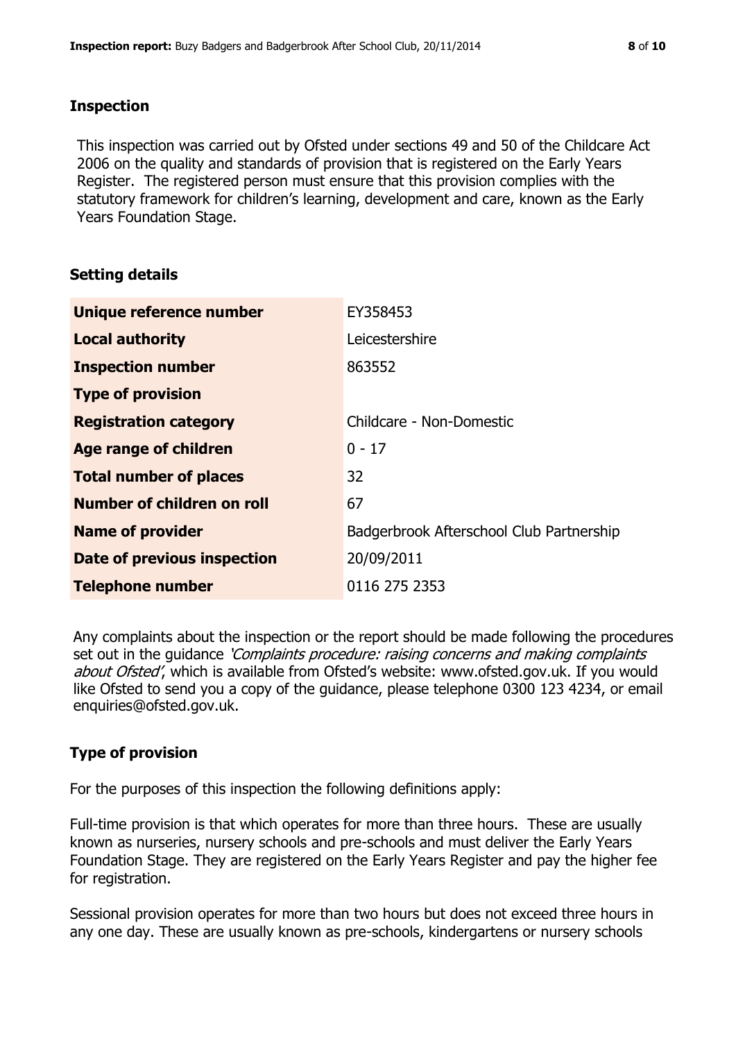## Inspection

This inspection was carried out by Ofsted under sections 49 and 50 of the Childcare Act 2006 on the quality and standards of provision that is registered on the Early Years Register. The registered person must ensure that this provision complies with the statutory framework for children's learning, development and care, known as the Early Years Foundation Stage.

## Setting details

| | |
|---|---|
| **Unique reference number** | EY358453 |
| **Local authority** | Leicestershire |
| **Inspection number** | 863552 |
| **Type of provision** | |
| **Registration category** | Childcare - Non-Domestic |
| **Age range of children** | 0 - 17 |
| **Total number of places** | 32 |
| **Number of children on roll** | 67 |
| **Name of provider** | Badgerbrook Afterschool Club Partnership |
| **Date of previous inspection** | 20/09/2011 |
| **Telephone number** | 0116 275 2353 |

Any complaints about the inspection or the report should be made following the procedures set out in the guidance *'Complaints procedure: raising concerns and making complaints about Ofsted'*, which is available from Ofsted's website: www.ofsted.gov.uk. If you would like Ofsted to send you a copy of the guidance, please telephone 0300 123 4234, or email enquiries@ofsted.gov.uk.

## Type of provision

For the purposes of this inspection the following definitions apply:

Full-time provision is that which operates for more than three hours. These are usually known as nurseries, nursery schools and pre-schools and must deliver the Early Years Foundation Stage. They are registered on the Early Years Register and pay the higher fee for registration.

Sessional provision operates for more than two hours but does not exceed three hours in any one day. These are usually known as pre-schools, kindergartens or nursery schools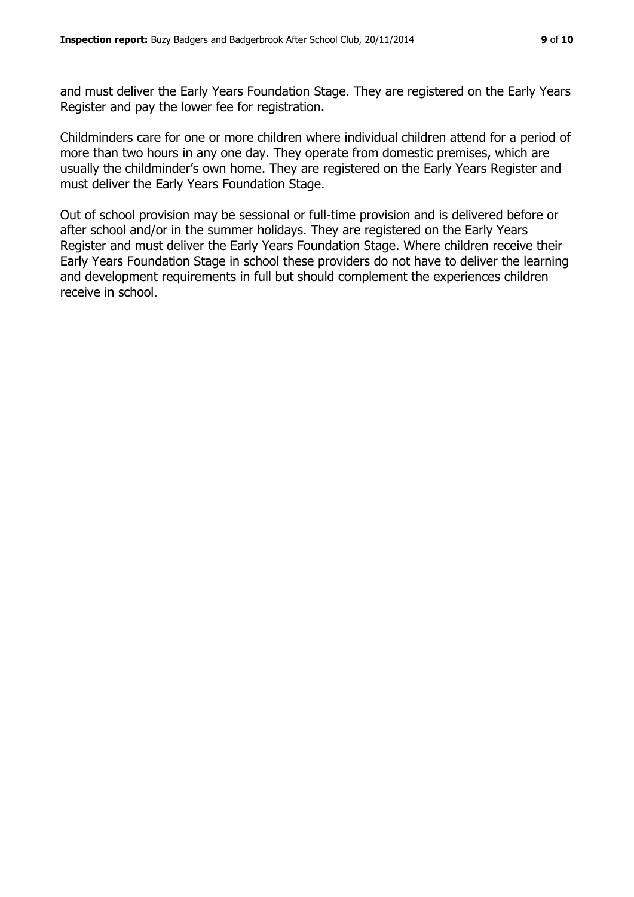and must deliver the Early Years Foundation Stage. They are registered on the Early Years Register and pay the lower fee for registration.

Childminders care for one or more children where individual children attend for a period of more than two hours in any one day. They operate from domestic premises, which are usually the childminder's own home. They are registered on the Early Years Register and must deliver the Early Years Foundation Stage.

Out of school provision may be sessional or full-time provision and is delivered before or after school and/or in the summer holidays. They are registered on the Early Years Register and must deliver the Early Years Foundation Stage. Where children receive their Early Years Foundation Stage in school these providers do not have to deliver the learning and development requirements in full but should complement the experiences children receive in school.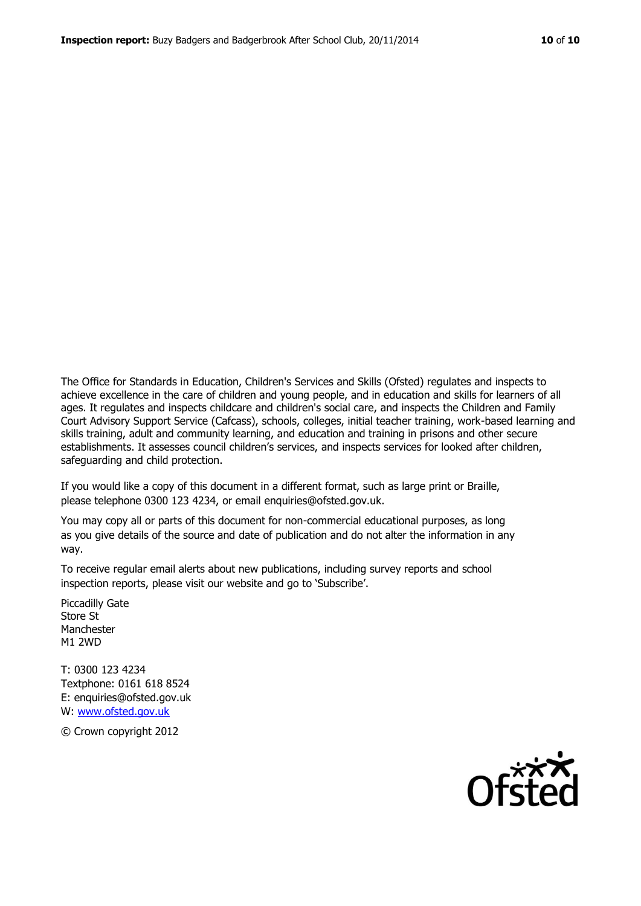The Office for Standards in Education, Children's Services and Skills (Ofsted) regulates and inspects to achieve excellence in the care of children and young people, and in education and skills for learners of all ages. It regulates and inspects childcare and children's social care, and inspects the Children and Family Court Advisory Support Service (Cafcass), schools, colleges, initial teacher training, work-based learning and skills training, adult and community learning, and education and training in prisons and other secure establishments. It assesses council children's services, and inspects services for looked after children, safeguarding and child protection.

If you would like a copy of this document in a different format, such as large print or Braille, please telephone 0300 123 4234, or email enquiries@ofsted.gov.uk.

You may copy all or parts of this document for non-commercial educational purposes, as long as you give details of the source and date of publication and do not alter the information in any way.

To receive regular email alerts about new publications, including survey reports and school inspection reports, please visit our website and go to 'Subscribe'.

Piccadilly Gate
Store St
Manchester
M1 2WD

T: 0300 123 4234
Textphone: 0161 618 8524
E: enquiries@ofsted.gov.uk
W: www.ofsted.gov.uk

© Crown copyright 2012

Ofsted